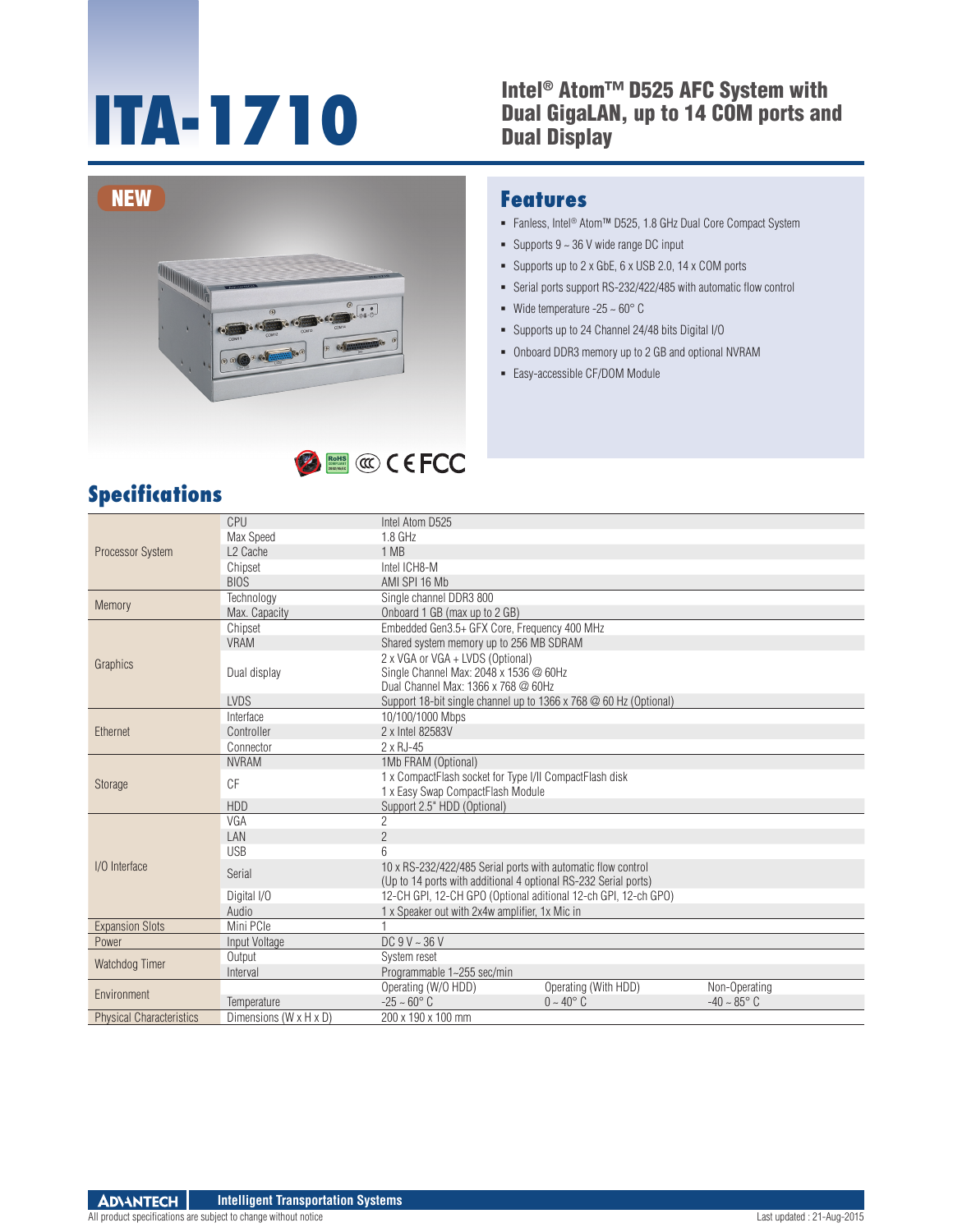# ITA-1710

## Intel® Atom™ D525 AFC System with Dual GigaLAN, up to 14 COM ports and Dual Display

NEW

## Features

- Fanless, Intel® Atom™ D525, 1.8 GHz Dual Core Compact System
- Supports 9 ~ 36 V wide range DC input
- Supports up to 2 x GbE, 6 x USB 2.0, 14 x COM ports
- Serial ports support RS-232/422/485 with automatic flow control
- Wide temperature -25 ~ 60° C
- Supports up to 24 Channel 24/48 bits Digital I/O
- Onboard DDR3 memory up to 2 GB and optional NVRAM
- Easy-accessible CF/DOM Module

## Specifications

| | | | | |
|---|---|---|---|---|
| Processor System | CPU | Intel Atom D525 | | |
| | Max Speed | 1.8 GHz | | |
| | L2 Cache | 1 MB | | |
| | Chipset | Intel ICH8-M | | |
| | BIOS | AMI SPI 16 Mb | | |
| Memory | Technology | Single channel DDR3 800 | | |
| | Max. Capacity | Onboard 1 GB (max up to 2 GB) | | |
| Graphics | Chipset | Embedded Gen3.5+ GFX Core, Frequency 400 MHz | | |
| | VRAM | Shared system memory up to 256 MB SDRAM | | |
| | Dual display | 2 x VGA or VGA + LVDS (Optional)<br>Single Channel Max: 2048 x 1536 @ 60Hz<br>Dual Channel Max: 1366 x 768 @ 60Hz | | |
| | LVDS | Support 18-bit single channel up to 1366 x 768 @ 60 Hz (Optional) | | |
| Ethernet | Interface | 10/100/1000 Mbps | | |
| | Controller | 2 x Intel 82583V | | |
| | Connector | 2 x RJ-45 | | |
| Storage | NVRAM | 1Mb FRAM (Optional) | | |
| | CF | 1 x CompactFlash socket for Type I/II CompactFlash disk<br>1 x Easy Swap CompactFlash Module | | |
| | HDD | Support 2.5" HDD (Optional) | | |
| I/O Interface | VGA | 2 | | |
| | LAN | 2 | | |
| | USB | 6 | | |
| | Serial | 10 x RS-232/422/485 Serial ports with automatic flow control<br>(Up to 14 ports with additional 4 optional RS-232 Serial ports) | | |
| | Digital I/O | 12-CH GPI, 12-CH GPO (Optional aditional 12-ch GPI, 12-ch GPO) | | |
| | Audio | 1 x Speaker out with 2x4w amplifier, 1x Mic in | | |
| Expansion Slots | Mini PCIe | 1 | | |
| Power | Input Voltage | DC 9 V ~ 36 V | | |
| Watchdog Timer | Output | System reset | | |
| | Interval | Programmable 1~255 sec/min | | |
| Environment | | Operating (W/O HDD) | Operating (With HDD) | Non-Operating |
| | Temperature | -25 ~ 60° C | 0 ~ 40° C | -40 ~ 85° C |
| Physical Characteristics | Dimensions (W x H x D) | 200 x 190 x 100 mm | | |

ADVANTECH Intelligent Transportation Systems

All product specifications are subject to change without notice

Last updated : 21-Aug-2015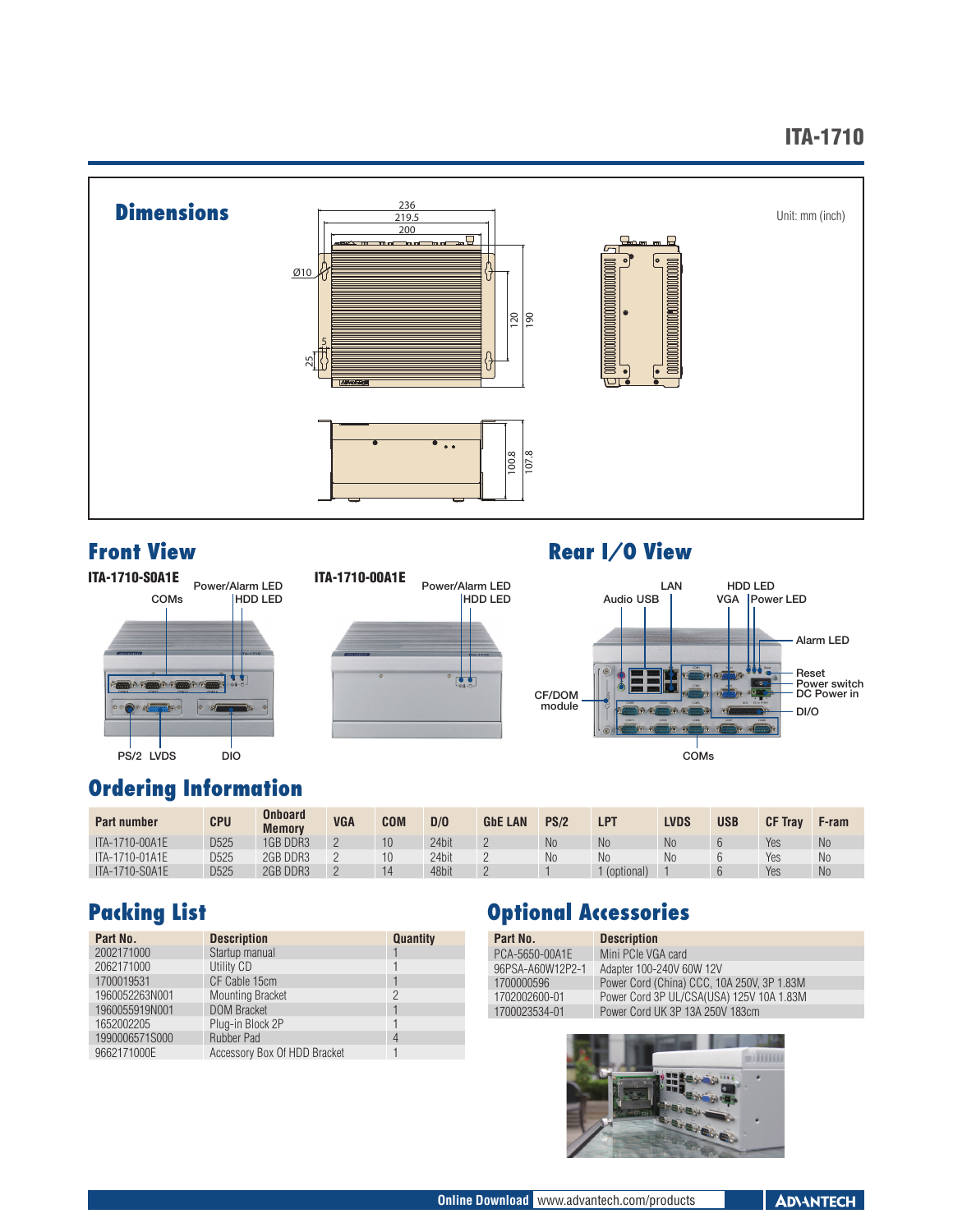# ITA-1710

## Dimensions

Unit: mm (inch)

236
219.5
200
Ø10
120
190
5
25
100.8
107.8

## Front View

**ITA-1710-S0A1E**

COMs
Power/Alarm LED
HDD LED
PS/2 LVDS
DIO

**ITA-1710-00A1E**

Power/Alarm LED
HDD LED

## Rear I/O View

Audio USB
LAN
VGA
HDD LED
Power LED
Alarm LED
Reset
Power switch
DC Power in
DI/O
CF/DOM module
COMs

## Ordering Information

| Part number | CPU | Onboard Memory | VGA | COM | D/O | GbE LAN | PS/2 | LPT | LVDS | USB | CF Tray | F-ram |
|---|---|---|---|---|---|---|---|---|---|---|---|---|
| ITA-1710-00A1E | D525 | 1GB DDR3 | 2 | 10 | 24bit | 2 | No | No | No | 6 | Yes | No |
| ITA-1710-01A1E | D525 | 2GB DDR3 | 2 | 10 | 24bit | 2 | No | No | No | 6 | Yes | No |
| ITA-1710-S0A1E | D525 | 2GB DDR3 | 2 | 14 | 48bit | 2 | 1 | 1 (optional) | 1 | 6 | Yes | No |

## Packing List

| Part No. | Description | Quantity |
|---|---|---|
| 2002171000 | Startup manual | 1 |
| 2062171000 | Utility CD | 1 |
| 1700019531 | CF Cable 15cm | 1 |
| 1960052263N001 | Mounting Bracket | 2 |
| 1960055919N001 | DOM Bracket | 1 |
| 1652002205 | Plug-in Block 2P | 1 |
| 1990006571S000 | Rubber Pad | 4 |
| 9662171000E | Accessory Box Of HDD Bracket | 1 |

## Optional Accessories

| Part No. | Description |
|---|---|
| PCA-5650-00A1E | Mini PCIe VGA card |
| 96PSA-A60W12P2-1 | Adapter 100-240V 60W 12V |
| 1700000596 | Power Cord (China) CCC, 10A 250V, 3P 1.83M |
| 1702002600-01 | Power Cord 3P UL/CSA(USA) 125V 10A 1.83M |
| 1700023534-01 | Power Cord UK 3P 13A 250V 183cm |

**Online Download** www.advantech.com/products